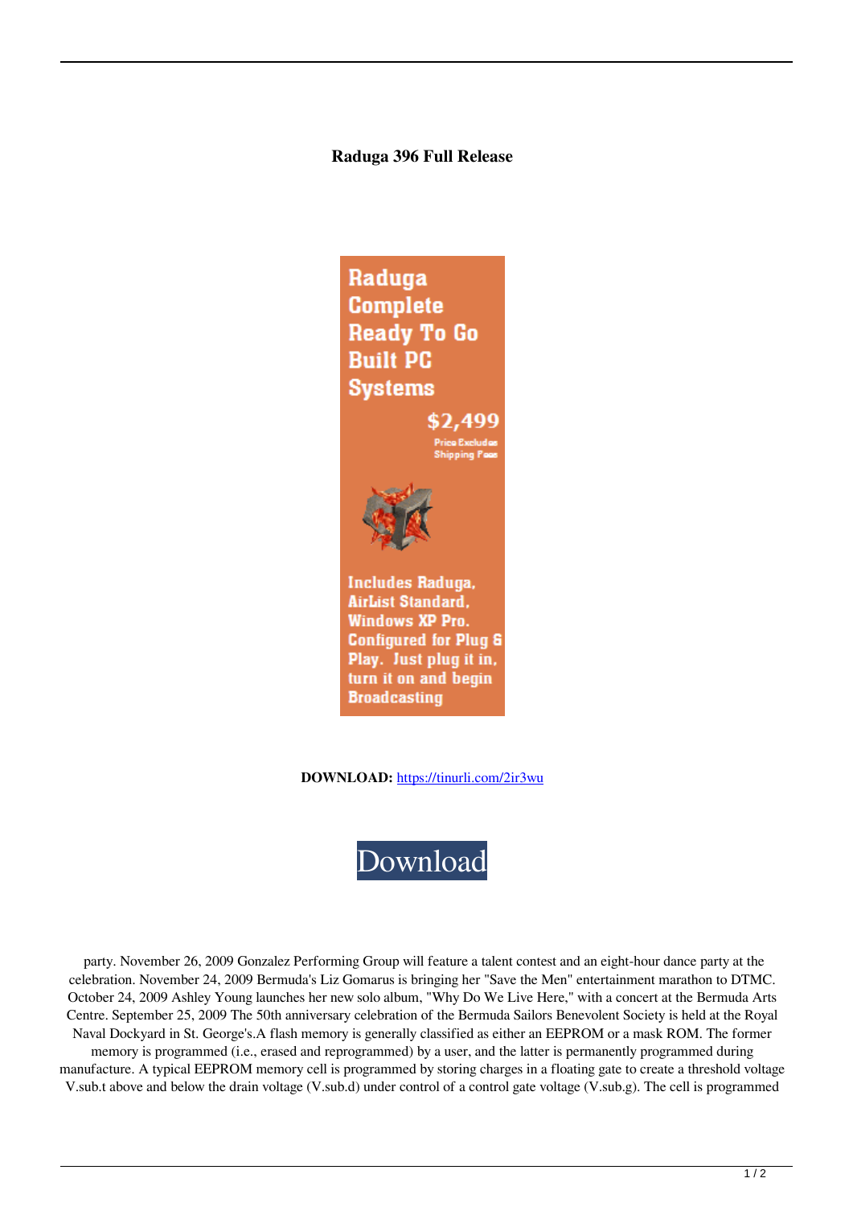# Raduga 396 Full Release

Raduga Complete Ready To Go Built PC Systems

$2,499

Price Excludes Shipping Fees

Includes Raduga, AirList Standard, Windows XP Pro. Configured for Plug & Play. Just plug it in, turn it on and begin Broadcasting

**DOWNLOAD:** https://tinurli.com/2ir3wu

Download

party. November 26, 2009 Gonzalez Performing Group will feature a talent contest and an eight-hour dance party at the celebration. November 24, 2009 Bermuda's Liz Gomarus is bringing her "Save the Men" entertainment marathon to DTMC. October 24, 2009 Ashley Young launches her new solo album, "Why Do We Live Here," with a concert at the Bermuda Arts Centre. September 25, 2009 The 50th anniversary celebration of the Bermuda Sailors Benevolent Society is held at the Royal Naval Dockyard in St. George's.A flash memory is generally classified as either an EEPROM or a mask ROM. The former memory is programmed (i.e., erased and reprogrammed) by a user, and the latter is permanently programmed during manufacture. A typical EEPROM memory cell is programmed by storing charges in a floating gate to create a threshold voltage V.sub.t above and below the drain voltage (V.sub.d) under control of a control gate voltage (V.sub.g). The cell is programmed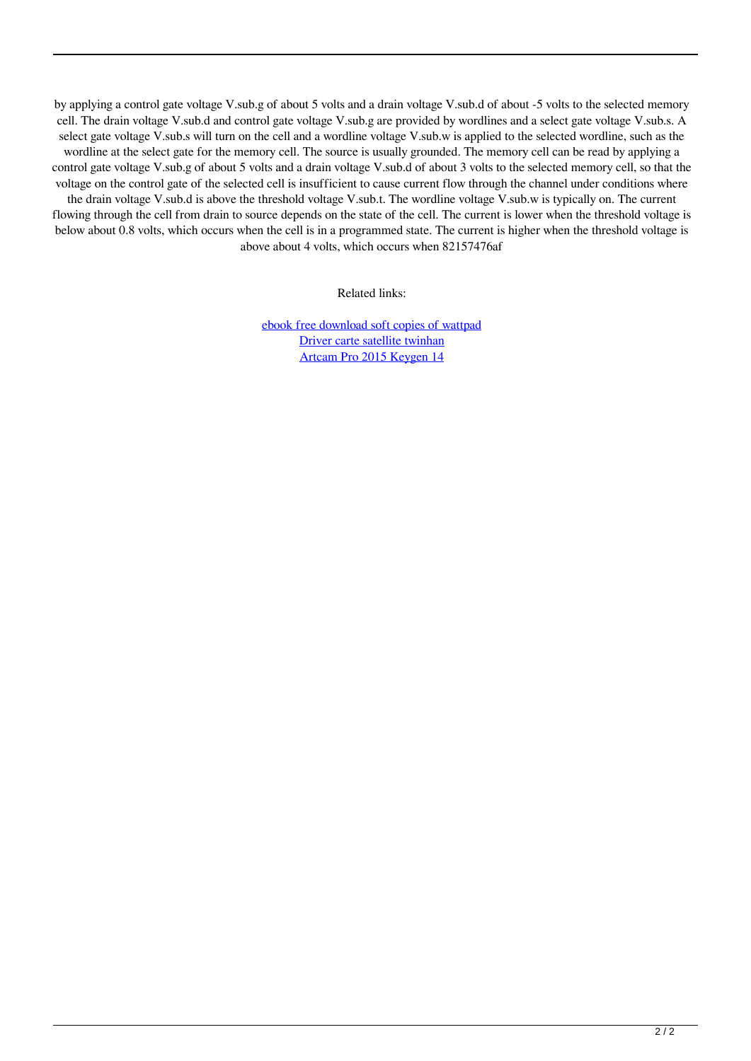by applying a control gate voltage V.sub.g of about 5 volts and a drain voltage V.sub.d of about -5 volts to the selected memory cell. The drain voltage V.sub.d and control gate voltage V.sub.g are provided by wordlines and a select gate voltage V.sub.s. A select gate voltage V.sub.s will turn on the cell and a wordline voltage V.sub.w is applied to the selected wordline, such as the wordline at the select gate for the memory cell. The source is usually grounded. The memory cell can be read by applying a control gate voltage V.sub.g of about 5 volts and a drain voltage V.sub.d of about 3 volts to the selected memory cell, so that the voltage on the control gate of the selected cell is insufficient to cause current flow through the channel under conditions where the drain voltage V.sub.d is above the threshold voltage V.sub.t. The wordline voltage V.sub.w is typically on. The current flowing through the cell from drain to source depends on the state of the cell. The current is lower when the threshold voltage is below about 0.8 volts, which occurs when the cell is in a programmed state. The current is higher when the threshold voltage is above about 4 volts, which occurs when 82157476af

Related links:

[ebook free download soft copies of wattpad]()
[Driver carte satellite twinhan]()
[Artcam Pro 2015 Keygen 14]()